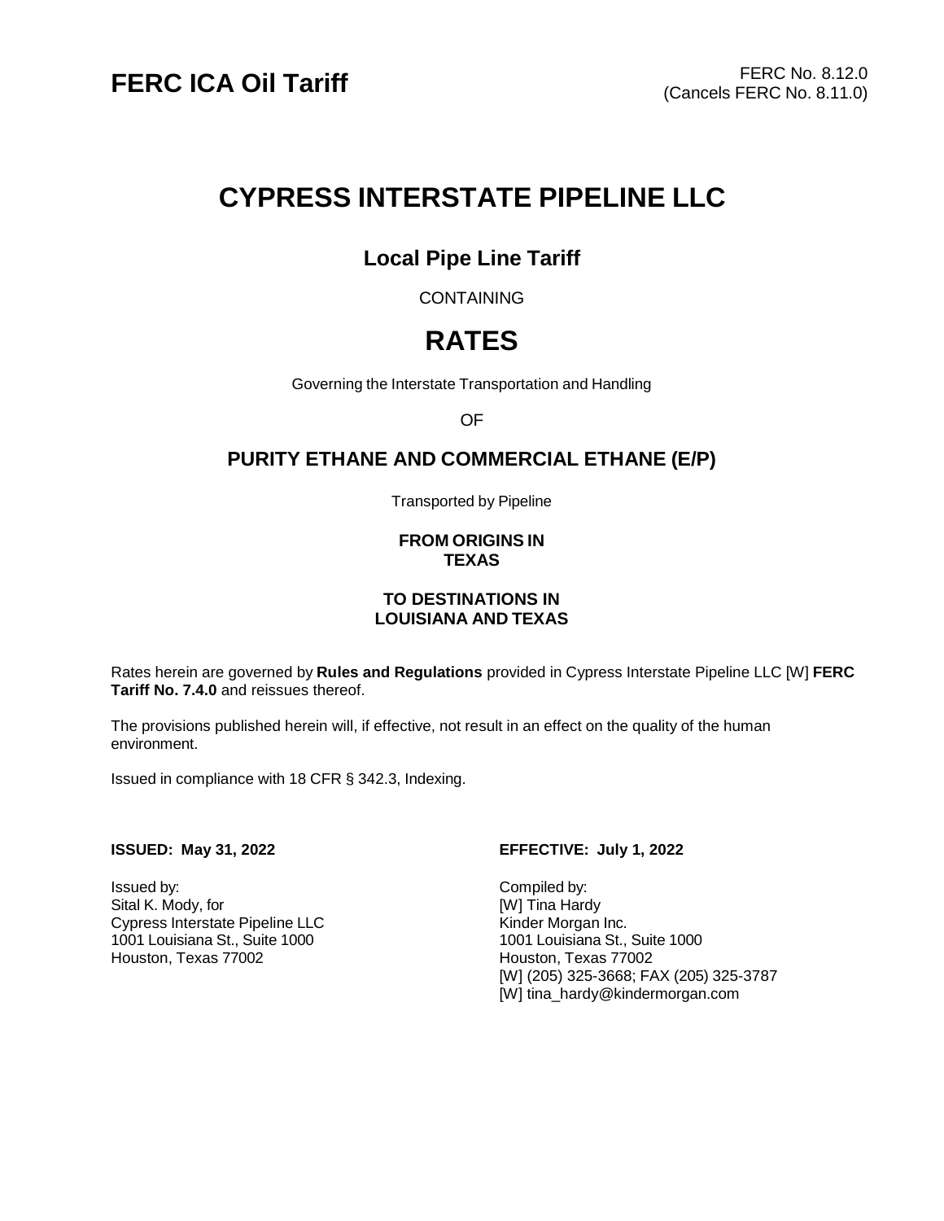**FERC ICA Oil Tariff**

FERC No. 8.12.0
(Cancels FERC No. 8.11.0)

# CYPRESS INTERSTATE PIPELINE LLC

## Local Pipe Line Tariff

CONTAINING

# RATES

Governing the Interstate Transportation and Handling

OF

## PURITY ETHANE AND COMMERCIAL ETHANE (E/P)

Transported by Pipeline

**FROM ORIGINS IN**
**TEXAS**

**TO DESTINATIONS IN**
**LOUISIANA AND TEXAS**

Rates herein are governed by **Rules and Regulations** provided in Cypress Interstate Pipeline LLC [W] **FERC Tariff No. 7.4.0** and reissues thereof.

The provisions published herein will, if effective, not result in an effect on the quality of the human environment.

Issued in compliance with 18 CFR § 342.3, Indexing.

**ISSUED: May 31, 2022**

**EFFECTIVE: July 1, 2022**

Issued by:
Sital K. Mody, for
Cypress Interstate Pipeline LLC
1001 Louisiana St., Suite 1000
Houston, Texas 77002

Compiled by:
[W] Tina Hardy
Kinder Morgan Inc.
1001 Louisiana St., Suite 1000
Houston, Texas 77002
[W] (205) 325-3668; FAX (205) 325-3787
[W] tina_hardy@kindermorgan.com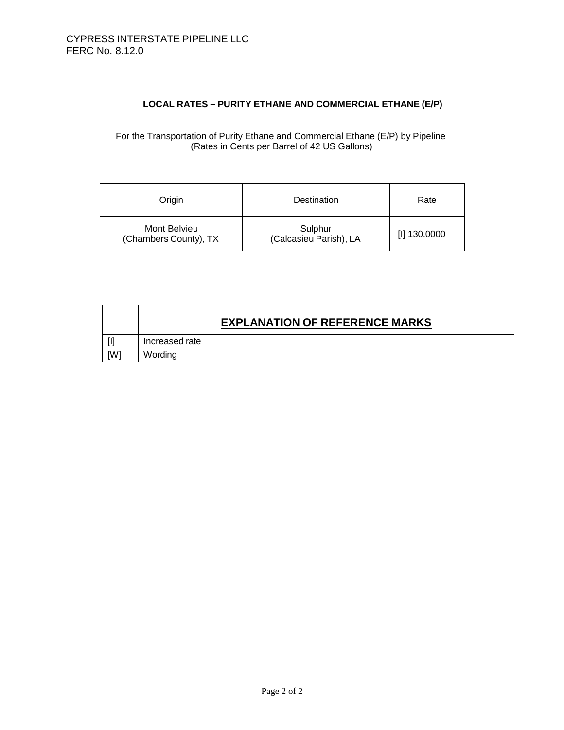CYPRESS INTERSTATE PIPELINE LLC
FERC No. 8.12.0

### LOCAL RATES – PURITY ETHANE AND COMMERCIAL ETHANE (E/P)

For the Transportation of Purity Ethane and Commercial Ethane (E/P) by Pipeline
(Rates in Cents per Barrel of 42 US Gallons)

| Origin | Destination | Rate |
|---|---|---|
| Mont Belvieu (Chambers County), TX | Sulphur (Calcasieu Parish), LA | [I] 130.0000 |

| | EXPLANATION OF REFERENCE MARKS |
|---|---|
| [I] | Increased rate |
| [W] | Wording |